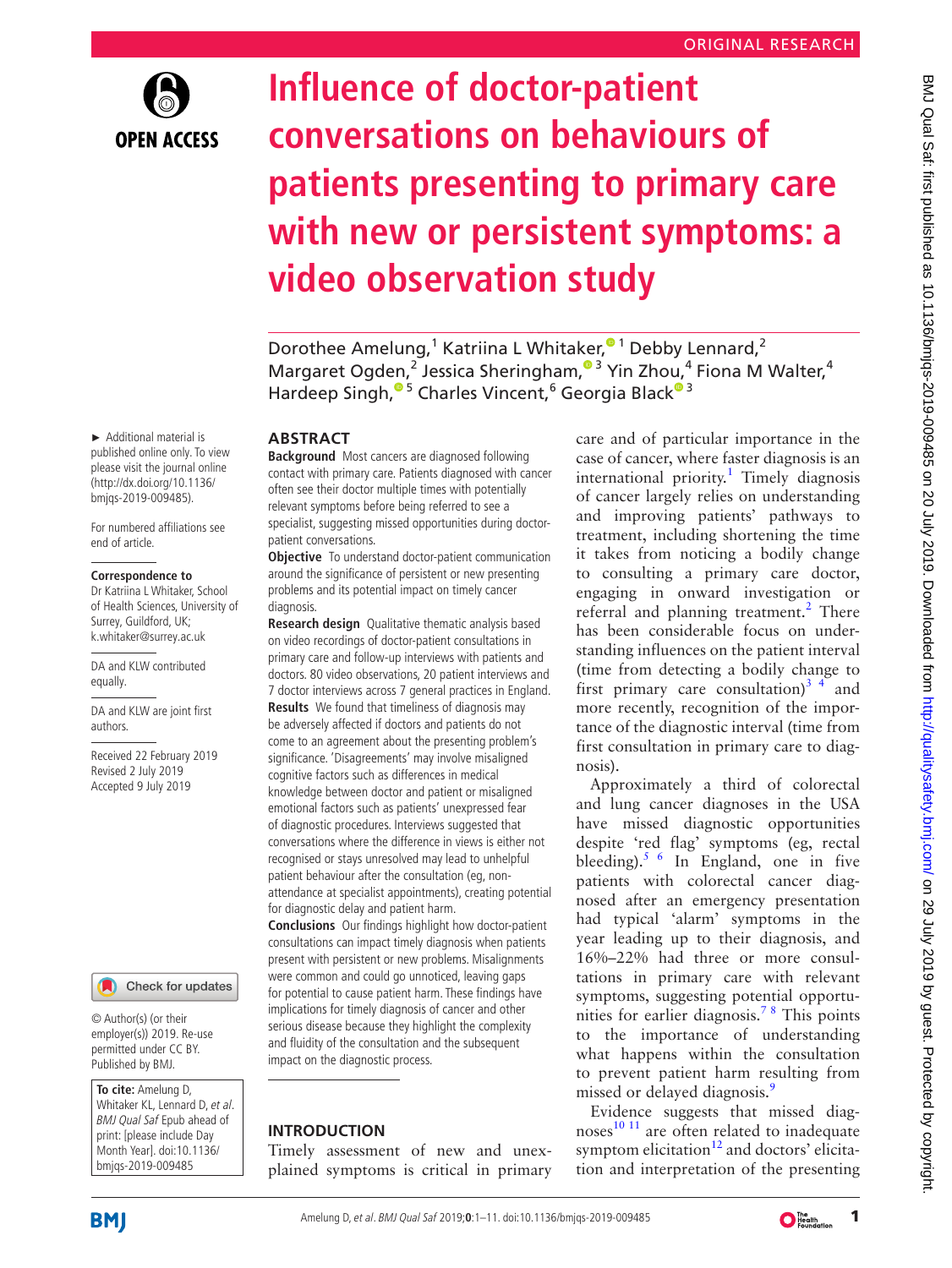ORIGINAL RESEARCH

# Influence of doctor-patient conversations on behaviours of patients presenting to primary care with new or persistent symptoms: a video observation study

Dorothee Amelung,[1] Katriina L Whitaker,[1] Debby Lennard,[2] Margaret Ogden,[2] Jessica Sheringham,[3] Yin Zhou,[4] Fiona M Walter,[4] Hardeep Singh,[5] Charles Vincent,[6] Georgia Black[3]

► Additional material is published online only. To view please visit the journal online (http://dx.doi.org/10.1136/bmjqs-2019-009485).

For numbered affiliations see end of article.

**Correspondence to**
Dr Katriina L Whitaker, School of Health Sciences, University of Surrey, Guildford, UK; k.whitaker@surrey.ac.uk

DA and KLW contributed equally.

DA and KLW are joint first authors.

Received 22 February 2019
Revised 2 July 2019
Accepted 9 July 2019

© Author(s) (or their employer(s)) 2019. Re-use permitted under CC BY. Published by BMJ.

**To cite:** Amelung D, Whitaker KL, Lennard D, *et al*. *BMJ Qual Saf* Epub ahead of print: [please include Day Month Year]. doi:10.1136/bmjqs-2019-009485

## ABSTRACT

**Background** Most cancers are diagnosed following contact with primary care. Patients diagnosed with cancer often see their doctor multiple times with potentially relevant symptoms before being referred to see a specialist, suggesting missed opportunities during doctor-patient conversations.

**Objective** To understand doctor-patient communication around the significance of persistent or new presenting problems and its potential impact on timely cancer diagnosis.

**Research design** Qualitative thematic analysis based on video recordings of doctor-patient consultations in primary care and follow-up interviews with patients and doctors. 80 video observations, 20 patient interviews and 7 doctor interviews across 7 general practices in England.

**Results** We found that timeliness of diagnosis may be adversely affected if doctors and patients do not come to an agreement about the presenting problem's significance. 'Disagreements' may involve misaligned cognitive factors such as differences in medical knowledge between doctor and patient or misaligned emotional factors such as patients' unexpressed fear of diagnostic procedures. Interviews suggested that conversations where the difference in views is either not recognised or stays unresolved may lead to unhelpful patient behaviour after the consultation (eg, non-attendance at specialist appointments), creating potential for diagnostic delay and patient harm.

**Conclusions** Our findings highlight how doctor-patient consultations can impact timely diagnosis when patients present with persistent or new problems. Misalignments were common and could go unnoticed, leaving gaps for potential to cause patient harm. These findings have implications for timely diagnosis of cancer and other serious disease because they highlight the complexity and fluidity of the consultation and the subsequent impact on the diagnostic process.

## INTRODUCTION

Timely assessment of new and unexplained symptoms is critical in primary care and of particular importance in the case of cancer, where faster diagnosis is an international priority.[1] Timely diagnosis of cancer largely relies on understanding and improving patients' pathways to treatment, including shortening the time it takes from noticing a bodily change to consulting a primary care doctor, engaging in onward investigation or referral and planning treatment.[2] There has been considerable focus on understanding influences on the patient interval (time from detecting a bodily change to first primary care consultation)[3,4] and more recently, recognition of the importance of the diagnostic interval (time from first consultation in primary care to diagnosis).

Approximately a third of colorectal and lung cancer diagnoses in the USA have missed diagnostic opportunities despite 'red flag' symptoms (eg, rectal bleeding).[5,6] In England, one in five patients with colorectal cancer diagnosed after an emergency presentation had typical 'alarm' symptoms in the year leading up to their diagnosis, and 16%–22% had three or more consultations in primary care with relevant symptoms, suggesting potential opportunities for earlier diagnosis.[7,8] This points to the importance of understanding what happens within the consultation to prevent patient harm resulting from missed or delayed diagnosis.[9]

Evidence suggests that missed diagnoses[10,11] are often related to inadequate symptom elicitation[12] and doctors' elicitation and interpretation of the presenting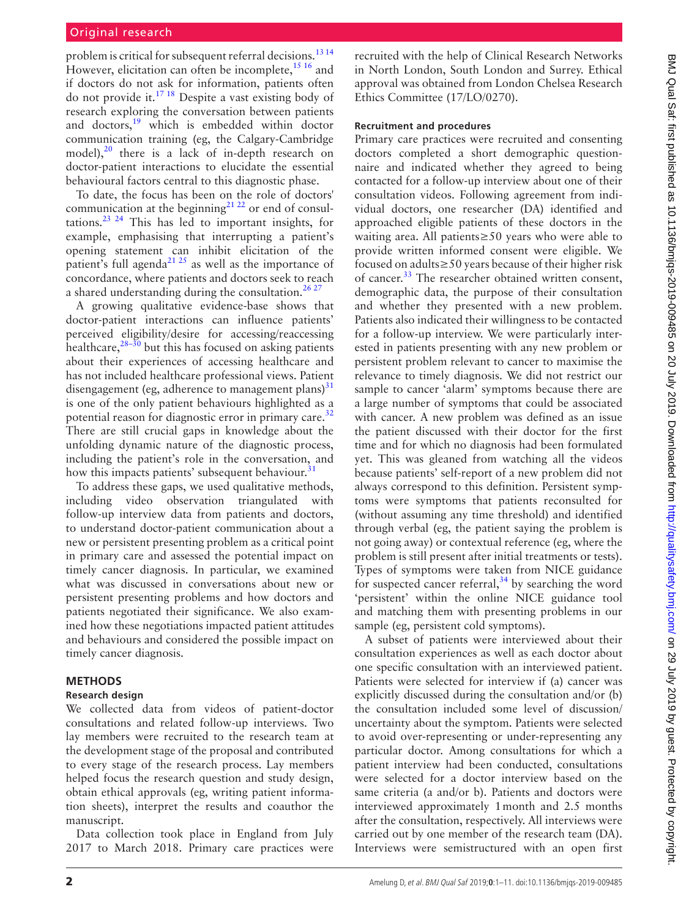problem is critical for subsequent referral decisions.[13 14] However, elicitation can often be incomplete,[15 16] and if doctors do not ask for information, patients often do not provide it.[17 18] Despite a vast existing body of research exploring the conversation between patients and doctors,[19] which is embedded within doctor communication training (eg, the Calgary-Cambridge model),[20] there is a lack of in-depth research on doctor-patient interactions to elucidate the essential behavioural factors central to this diagnostic phase.

To date, the focus has been on the role of doctors' communication at the beginning[21 22] or end of consultations.[23 24] This has led to important insights, for example, emphasising that interrupting a patient's opening statement can inhibit elicitation of the patient's full agenda[21 25] as well as the importance of concordance, where patients and doctors seek to reach a shared understanding during the consultation.[26 27]

A growing qualitative evidence-base shows that doctor-patient interactions can influence patients' perceived eligibility/desire for accessing/reaccessing healthcare,[28–30] but this has focused on asking patients about their experiences of accessing healthcare and has not included healthcare professional views. Patient disengagement (eg, adherence to management plans)[31] is one of the only patient behaviours highlighted as a potential reason for diagnostic error in primary care.[32] There are still crucial gaps in knowledge about the unfolding dynamic nature of the diagnostic process, including the patient's role in the conversation, and how this impacts patients' subsequent behaviour.[31]

To address these gaps, we used qualitative methods, including video observation triangulated with follow-up interview data from patients and doctors, to understand doctor-patient communication about a new or persistent presenting problem as a critical point in primary care and assessed the potential impact on timely cancer diagnosis. In particular, we examined what was discussed in conversations about new or persistent presenting problems and how doctors and patients negotiated their significance. We also examined how these negotiations impacted patient attitudes and behaviours and considered the possible impact on timely cancer diagnosis.

## METHODS

### Research design

We collected data from videos of patient-doctor consultations and related follow-up interviews. Two lay members were recruited to the research team at the development stage of the proposal and contributed to every stage of the research process. Lay members helped focus the research question and study design, obtain ethical approvals (eg, writing patient information sheets), interpret the results and coauthor the manuscript.

Data collection took place in England from July 2017 to March 2018. Primary care practices were recruited with the help of Clinical Research Networks in North London, South London and Surrey. Ethical approval was obtained from London Chelsea Research Ethics Committee (17/LO/0270).

### Recruitment and procedures

Primary care practices were recruited and consenting doctors completed a short demographic questionnaire and indicated whether they agreed to being contacted for a follow-up interview about one of their consultation videos. Following agreement from individual doctors, one researcher (DA) identified and approached eligible patients of these doctors in the waiting area. All patients≥50 years who were able to provide written informed consent were eligible. We focused on adults≥50 years because of their higher risk of cancer.[33] The researcher obtained written consent, demographic data, the purpose of their consultation and whether they presented with a new problem. Patients also indicated their willingness to be contacted for a follow-up interview. We were particularly interested in patients presenting with any new problem or persistent problem relevant to cancer to maximise the relevance to timely diagnosis. We did not restrict our sample to cancer 'alarm' symptoms because there are a large number of symptoms that could be associated with cancer. A new problem was defined as an issue the patient discussed with their doctor for the first time and for which no diagnosis had been formulated yet. This was gleaned from watching all the videos because patients' self-report of a new problem did not always correspond to this definition. Persistent symptoms were symptoms that patients reconsulted for (without assuming any time threshold) and identified through verbal (eg, the patient saying the problem is not going away) or contextual reference (eg, where the problem is still present after initial treatments or tests). Types of symptoms were taken from NICE guidance for suspected cancer referral,[34] by searching the word 'persistent' within the online NICE guidance tool and matching them with presenting problems in our sample (eg, persistent cold symptoms).

A subset of patients were interviewed about their consultation experiences as well as each doctor about one specific consultation with an interviewed patient. Patients were selected for interview if (a) cancer was explicitly discussed during the consultation and/or (b) the consultation included some level of discussion/uncertainty about the symptom. Patients were selected to avoid over-representing or under-representing any particular doctor. Among consultations for which a patient interview had been conducted, consultations were selected for a doctor interview based on the same criteria (a and/or b). Patients and doctors were interviewed approximately 1 month and 2.5 months after the consultation, respectively. All interviews were carried out by one member of the research team (DA). Interviews were semistructured with an open first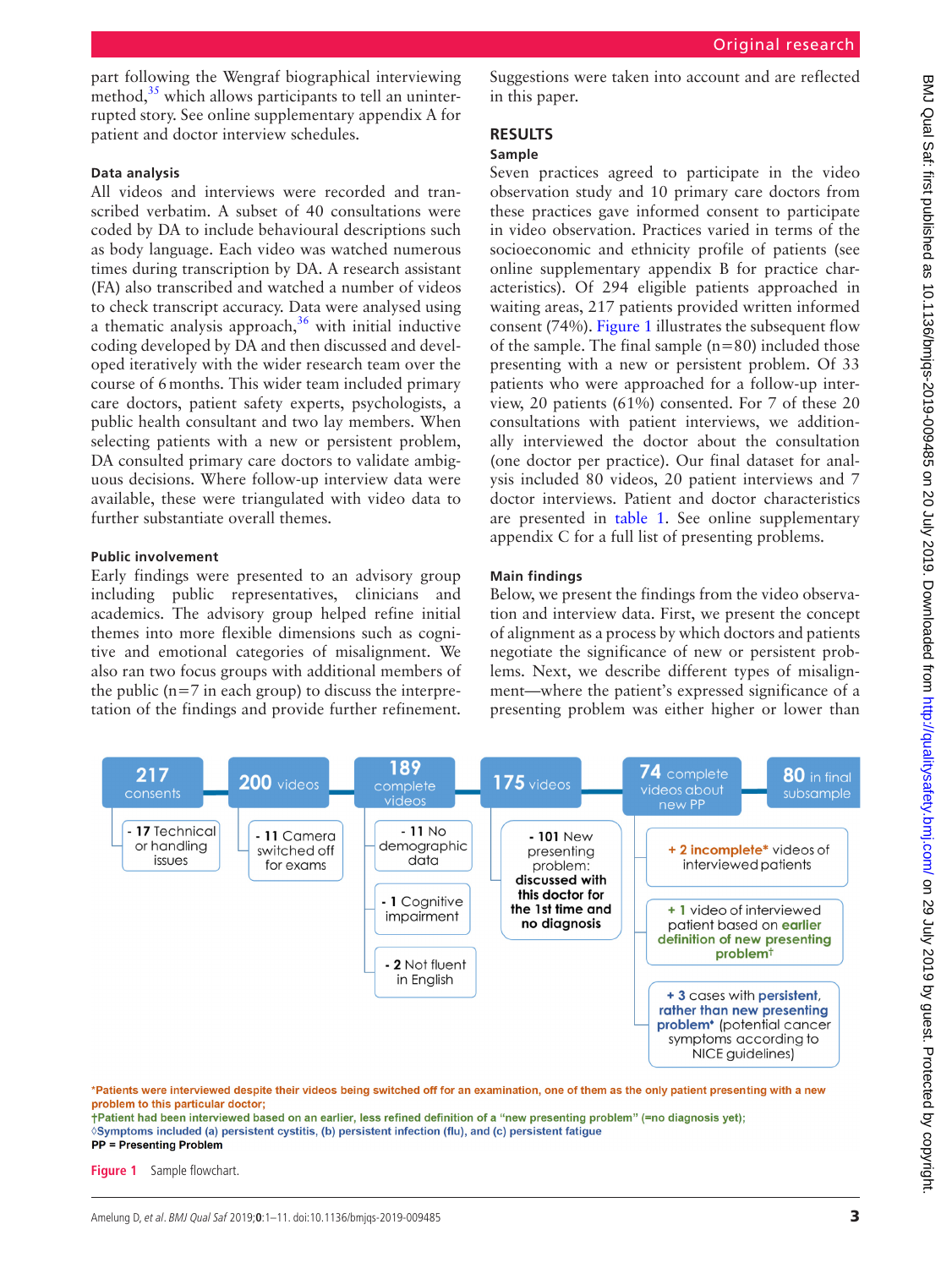part following the Wengraf biographical interviewing method,[35] which allows participants to tell an uninterrupted story. See online supplementary appendix A for patient and doctor interview schedules.

### Data analysis

All videos and interviews were recorded and transcribed verbatim. A subset of 40 consultations were coded by DA to include behavioural descriptions such as body language. Each video was watched numerous times during transcription by DA. A research assistant (FA) also transcribed and watched a number of videos to check transcript accuracy. Data were analysed using a thematic analysis approach,[36] with initial inductive coding developed by DA and then discussed and developed iteratively with the wider research team over the course of 6 months. This wider team included primary care doctors, patient safety experts, psychologists, a public health consultant and two lay members. When selecting patients with a new or persistent problem, DA consulted primary care doctors to validate ambiguous decisions. Where follow-up interview data were available, these were triangulated with video data to further substantiate overall themes.

### Public involvement

Early findings were presented to an advisory group including public representatives, clinicians and academics. The advisory group helped refine initial themes into more flexible dimensions such as cognitive and emotional categories of misalignment. We also ran two focus groups with additional members of the public (n=7 in each group) to discuss the interpretation of the findings and provide further refinement. Suggestions were taken into account and are reflected in this paper.

## RESULTS

### Sample

Seven practices agreed to participate in the video observation study and 10 primary care doctors from these practices gave informed consent to participate in video observation. Practices varied in terms of the socioeconomic and ethnicity profile of patients (see online supplementary appendix B for practice characteristics). Of 294 eligible patients approached in waiting areas, 217 patients provided written informed consent (74%). Figure 1 illustrates the subsequent flow of the sample. The final sample (n=80) included those presenting with a new or persistent problem. Of 33 patients who were approached for a follow-up interview, 20 patients (61%) consented. For 7 of these 20 consultations with patient interviews, we additionally interviewed the doctor about the consultation (one doctor per practice). Our final dataset for analysis included 80 videos, 20 patient interviews and 7 doctor interviews. Patient and doctor characteristics are presented in table 1. See online supplementary appendix C for a full list of presenting problems.

### Main findings

Below, we present the findings from the video observation and interview data. First, we present the concept of alignment as a process by which doctors and patients negotiate the significance of new or persistent problems. Next, we describe different types of misalignment—where the patient's expressed significance of a presenting problem was either higher or lower than

217 consents → 200 videos → 189 complete videos → 175 videos → 74 complete videos about new PP → 80 in final subsample

- 217 consents: - 17 Technical or handling issues
- 200 videos: - 11 Camera switched off for exams
- 189 complete videos: - 11 No demographic data; - 1 Cognitive impairment; - 2 Not fluent in English
- 175 videos: - 101 New presenting problem: **discussed with this doctor for the 1st time and no diagnosis**
- 74 complete videos about new PP: + 2 **incomplete*** videos of interviewed patients; + 1 video of interviewed patient based on **earlier definition of new presenting problem†**; + 3 cases with **persistent, rather than new presenting problem◊** (potential cancer symptoms according to NICE guidelines)

*Patients were interviewed despite their videos being switched off for an examination, one of them as the only patient presenting with a new problem to this particular doctor;
†Patient had been interviewed based on an earlier, less refined definition of a "new presenting problem" (=no diagnosis yet);
◊Symptoms included (a) persistent cystitis, (b) persistent infection (flu), and (c) persistent fatigue
**PP = Presenting Problem**

**Figure 1** Sample flowchart.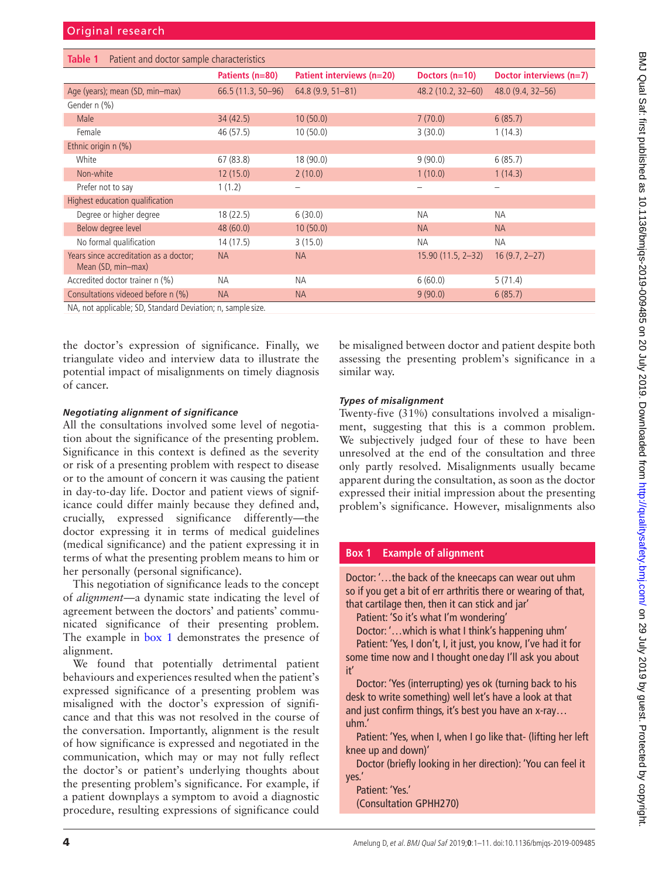**Table 1** Patient and doctor sample characteristics

| | Patients (n=80) | Patient interviews (n=20) | Doctors (n=10) | Doctor interviews (n=7) |
|---|---|---|---|---|
| Age (years); mean (SD, min–max) | 66.5 (11.3, 50–96) | 64.8 (9.9, 51–81) | 48.2 (10.2, 32–60) | 48.0 (9.4, 32–56) |
| Gender n (%) | | | | |
| Male | 34 (42.5) | 10 (50.0) | 7 (70.0) | 6 (85.7) |
| Female | 46 (57.5) | 10 (50.0) | 3 (30.0) | 1 (14.3) |
| Ethnic origin n (%) | | | | |
| White | 67 (83.8) | 18 (90.0) | 9 (90.0) | 6 (85.7) |
| Non-white | 12 (15.0) | 2 (10.0) | 1 (10.0) | 1 (14.3) |
| Prefer not to say | 1 (1.2) | – | – | – |
| Highest education qualification | | | | |
| Degree or higher degree | 18 (22.5) | 6 (30.0) | NA | NA |
| Below degree level | 48 (60.0) | 10 (50.0) | NA | NA |
| No formal qualification | 14 (17.5) | 3 (15.0) | NA | NA |
| Years since accreditation as a doctor; Mean (SD, min–max) | NA | NA | 15.90 (11.5, 2–32) | 16 (9.7, 2–27) |
| Accredited doctor trainer n (%) | NA | NA | 6 (60.0) | 5 (71.4) |
| Consultations videoed before n (%) | NA | NA | 9 (90.0) | 6 (85.7) |

NA, not applicable; SD, Standard Deviation; n, sample size.

the doctor's expression of significance. Finally, we triangulate video and interview data to illustrate the potential impact of misalignments on timely diagnosis of cancer.

### *Negotiating alignment of significance*

All the consultations involved some level of negotiation about the significance of the presenting problem. Significance in this context is defined as the severity or risk of a presenting problem with respect to disease or to the amount of concern it was causing the patient in day-to-day life. Doctor and patient views of significance could differ mainly because they defined and, crucially, expressed significance differently—the doctor expressing it in terms of medical guidelines (medical significance) and the patient expressing it in terms of what the presenting problem means to him or her personally (personal significance).

This negotiation of significance leads to the concept of *alignment*—a dynamic state indicating the level of agreement between the doctors' and patients' communicated significance of their presenting problem. The example in box 1 demonstrates the presence of alignment.

We found that potentially detrimental patient behaviours and experiences resulted when the patient's expressed significance of a presenting problem was misaligned with the doctor's expression of significance and that this was not resolved in the course of the conversation. Importantly, alignment is the result of how significance is expressed and negotiated in the communication, which may or may not fully reflect the doctor's or patient's underlying thoughts about the presenting problem's significance. For example, if a patient downplays a symptom to avoid a diagnostic procedure, resulting expressions of significance could be misaligned between doctor and patient despite both assessing the presenting problem's significance in a similar way.

### *Types of misalignment*

Twenty-five (31%) consultations involved a misalignment, suggesting that this is a common problem. We subjectively judged four of these to have been unresolved at the end of the consultation and three only partly resolved. Misalignments usually became apparent during the consultation, as soon as the doctor expressed their initial impression about the presenting problem's significance. However, misalignments also

> **Box 1 Example of alignment**
>
> Doctor: '…the back of the kneecaps can wear out uhm so if you get a bit of err arthritis there or wearing of that, that cartilage then, then it can stick and jar'
>
> Patient: 'So it's what I'm wondering'
>
> Doctor: '…which is what I think's happening uhm'
>
> Patient: 'Yes, I don't, I, it just, you know, I've had it for some time now and I thought one day I'll ask you about it'
>
> Doctor: 'Yes (interrupting) yes ok (turning back to his desk to write something) well let's have a look at that and just confirm things, it's best you have an x-ray… uhm.'
>
> Patient: 'Yes, when I, when I go like that- (lifting her left knee up and down)'
>
> Doctor (briefly looking in her direction): 'You can feel it yes.'
>
> Patient: 'Yes.'
>
> (Consultation GPHH270)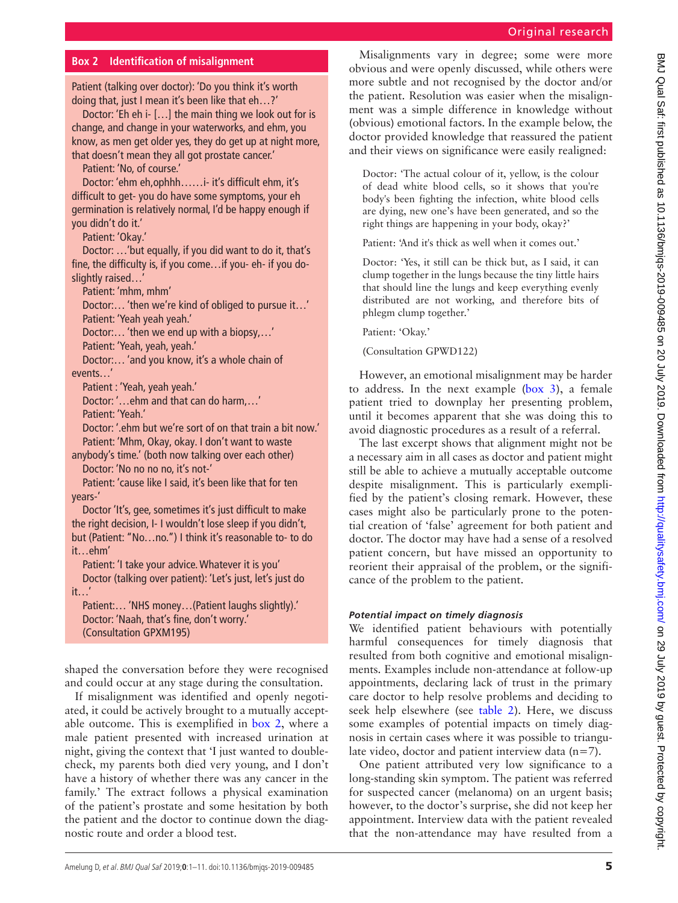**Box 2 Identification of misalignment**

Patient (talking over doctor): 'Do you think it's worth doing that, just I mean it's been like that eh…?'

Doctor: 'Eh eh i- […] the main thing we look out for is change, and change in your waterworks, and ehm, you know, as men get older yes, they do get up at night more, that doesn't mean they all got prostate cancer.'

Patient: 'No, of course.'

Doctor: 'ehm eh,ophhh……i- it's difficult ehm, it's difficult to get- you do have some symptoms, your eh germination is relatively normal, I'd be happy enough if you didn't do it.'

Patient: 'Okay.'

Doctor: …'but equally, if you did want to do it, that's fine, the difficulty is, if you come…if you- eh- if you do- slightly raised…'

Patient: 'mhm, mhm'

Doctor:… 'then we're kind of obliged to pursue it…'

Patient: 'Yeah yeah yeah.'

Doctor:… 'then we end up with a biopsy,…'

Patient: 'Yeah, yeah, yeah.'

Doctor:… 'and you know, it's a whole chain of events…'

Patient : 'Yeah, yeah yeah.'

Doctor: '…ehm and that can do harm,…'

Patient: 'Yeah.'

Doctor: '.ehm but we're sort of on that train a bit now.'

Patient: 'Mhm, Okay, okay. I don't want to waste anybody's time.' (both now talking over each other)

Doctor: 'No no no no, it's not-'

Patient: 'cause like I said, it's been like that for ten years-'

Doctor 'It's, gee, sometimes it's just difficult to make the right decision, I- I wouldn't lose sleep if you didn't, but (Patient: "No…no.") I think it's reasonable to- to do it…ehm'

Patient: 'I take your advice. Whatever it is you'

Doctor (talking over patient): 'Let's just, let's just do it…'

Patient:… 'NHS money…(Patient laughs slightly).'

Doctor: 'Naah, that's fine, don't worry.'

(Consultation GPXM195)

shaped the conversation before they were recognised and could occur at any stage during the consultation.

If misalignment was identified and openly negotiated, it could be actively brought to a mutually acceptable outcome. This is exemplified in box 2, where a male patient presented with increased urination at night, giving the context that 'I just wanted to double-check, my parents both died very young, and I don't have a history of whether there was any cancer in the family.' The extract follows a physical examination of the patient's prostate and some hesitation by both the patient and the doctor to continue down the diagnostic route and order a blood test.

Misalignments vary in degree; some were more obvious and were openly discussed, while others were more subtle and not recognised by the doctor and/or the patient. Resolution was easier when the misalignment was a simple difference in knowledge without (obvious) emotional factors. In the example below, the doctor provided knowledge that reassured the patient and their views on significance were easily realigned:

> Doctor: 'The actual colour of it, yellow, is the colour of dead white blood cells, so it shows that you're body's been fighting the infection, white blood cells are dying, new one's have been generated, and so the right things are happening in your body, okay?'
>
> Patient: 'And it's thick as well when it comes out.'
>
> Doctor: 'Yes, it still can be thick but, as I said, it can clump together in the lungs because the tiny little hairs that should line the lungs and keep everything evenly distributed are not working, and therefore bits of phlegm clump together.'
>
> Patient: 'Okay.'
>
> (Consultation GPWD122)

However, an emotional misalignment may be harder to address. In the next example (box 3), a female patient tried to downplay her presenting problem, until it becomes apparent that she was doing this to avoid diagnostic procedures as a result of a referral.

The last excerpt shows that alignment might not be a necessary aim in all cases as doctor and patient might still be able to achieve a mutually acceptable outcome despite misalignment. This is particularly exemplified by the patient's closing remark. However, these cases might also be particularly prone to the potential creation of 'false' agreement for both patient and doctor. The doctor may have had a sense of a resolved patient concern, but have missed an opportunity to reorient their appraisal of the problem, or the significance of the problem to the patient.

### *Potential impact on timely diagnosis*

We identified patient behaviours with potentially harmful consequences for timely diagnosis that resulted from both cognitive and emotional misalignments. Examples include non-attendance at follow-up appointments, declaring lack of trust in the primary care doctor to help resolve problems and deciding to seek help elsewhere (see table 2). Here, we discuss some examples of potential impacts on timely diagnosis in certain cases where it was possible to triangulate video, doctor and patient interview data (n=7).

One patient attributed very low significance to a long-standing skin symptom. The patient was referred for suspected cancer (melanoma) on an urgent basis; however, to the doctor's surprise, she did not keep her appointment. Interview data with the patient revealed that the non-attendance may have resulted from a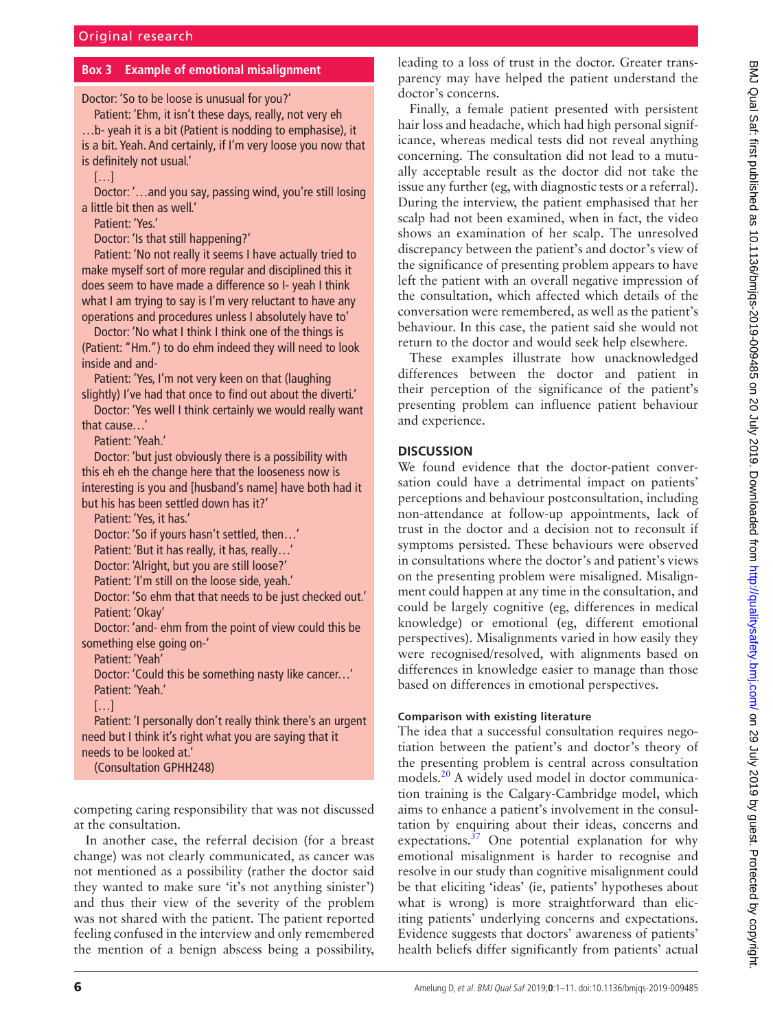**Box 3 Example of emotional misalignment**

Doctor: 'So to be loose is unusual for you?'

Patient: 'Ehm, it isn't these days, really, not very eh …b- yeah it is a bit (Patient is nodding to emphasise), it is a bit. Yeah. And certainly, if I'm very loose you now that is definitely not usual.'

[…]

Doctor: '…and you say, passing wind, you're still losing a little bit then as well.'

Patient: 'Yes.'

Doctor: 'Is that still happening?'

Patient: 'No not really it seems I have actually tried to make myself sort of more regular and disciplined this it does seem to have made a difference so I- yeah I think what I am trying to say is I'm very reluctant to have any operations and procedures unless I absolutely have to'

Doctor: 'No what I think I think one of the things is (Patient: "Hm.") to do ehm indeed they will need to look inside and and-

Patient: 'Yes, I'm not very keen on that (laughing slightly) I've had that once to find out about the diverti.'

Doctor: 'Yes well I think certainly we would really want that cause…'

Patient: 'Yeah.'

Doctor: 'but just obviously there is a possibility with this eh eh the change here that the looseness now is interesting is you and [husband's name] have both had it but his has been settled down has it?'

Patient: 'Yes, it has.'

Doctor: 'So if yours hasn't settled, then…'

Patient: 'But it has really, it has, really…'

Doctor: 'Alright, but you are still loose?'

Patient: 'I'm still on the loose side, yeah.'

Doctor: 'So ehm that that needs to be just checked out.'

Patient: 'Okay'

Doctor: 'and- ehm from the point of view could this be something else going on-'

Patient: 'Yeah'

Doctor: 'Could this be something nasty like cancer…'

Patient: 'Yeah.'

[…]

Patient: 'I personally don't really think there's an urgent need but I think it's right what you are saying that it needs to be looked at.'

(Consultation GPHH248)

competing caring responsibility that was not discussed at the consultation.

In another case, the referral decision (for a breast change) was not clearly communicated, as cancer was not mentioned as a possibility (rather the doctor said they wanted to make sure 'it's not anything sinister') and thus their view of the severity of the problem was not shared with the patient. The patient reported feeling confused in the interview and only remembered the mention of a benign abscess being a possibility, leading to a loss of trust in the doctor. Greater transparency may have helped the patient understand the doctor's concerns.

Finally, a female patient presented with persistent hair loss and headache, which had high personal significance, whereas medical tests did not reveal anything concerning. The consultation did not lead to a mutually acceptable result as the doctor did not take the issue any further (eg, with diagnostic tests or a referral). During the interview, the patient emphasised that her scalp had not been examined, when in fact, the video shows an examination of her scalp. The unresolved discrepancy between the patient's and doctor's view of the significance of presenting problem appears to have left the patient with an overall negative impression of the consultation, which affected which details of the conversation were remembered, as well as the patient's behaviour. In this case, the patient said she would not return to the doctor and would seek help elsewhere.

These examples illustrate how unacknowledged differences between the doctor and patient in their perception of the significance of the patient's presenting problem can influence patient behaviour and experience.

## DISCUSSION

We found evidence that the doctor-patient conversation could have a detrimental impact on patients' perceptions and behaviour postconsultation, including non-attendance at follow-up appointments, lack of trust in the doctor and a decision not to reconsult if symptoms persisted. These behaviours were observed in consultations where the doctor's and patient's views on the presenting problem were misaligned. Misalignment could happen at any time in the consultation, and could be largely cognitive (eg, differences in medical knowledge) or emotional (eg, different emotional perspectives). Misalignments varied in how easily they were recognised/resolved, with alignments based on differences in knowledge easier to manage than those based on differences in emotional perspectives.

### Comparison with existing literature

The idea that a successful consultation requires negotiation between the patient's and doctor's theory of the presenting problem is central across consultation models.[20] A widely used model in doctor communication training is the Calgary-Cambridge model, which aims to enhance a patient's involvement in the consultation by enquiring about their ideas, concerns and expectations.[37] One potential explanation for why emotional misalignment is harder to recognise and resolve in our study than cognitive misalignment could be that eliciting 'ideas' (ie, patients' hypotheses about what is wrong) is more straightforward than eliciting patients' underlying concerns and expectations. Evidence suggests that doctors' awareness of patients' health beliefs differ significantly from patients' actual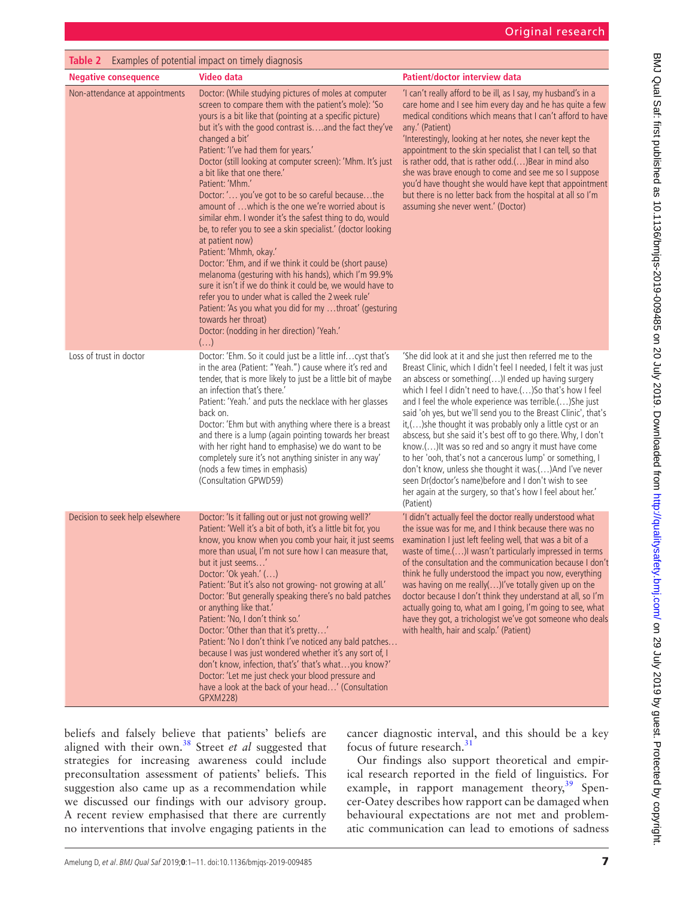**Table 2** Examples of potential impact on timely diagnosis

| Negative consequence | Video data | Patient/doctor interview data |
|---|---|---|
| Non-attendance at appointments | Doctor: (While studying pictures of moles at computer screen to compare them with the patient's mole): 'So yours is a bit like that (pointing at a specific picture) but it's with the good contrast is….and the fact they've changed a bit' Patient: 'I've had them for years.' Doctor (still looking at computer screen): 'Mhm. It's just a bit like that one there.' Patient: 'Mhm.' Doctor: '… you've got to be so careful because…the amount of …which is the one we're worried about is similar ehm. I wonder it's the safest thing to do, would be, to refer you to see a skin specialist.' (doctor looking at patient now) Patient: 'Mhmh, okay.' Doctor: 'Ehm, and if we think it could be (short pause) melanoma (gesturing with his hands), which I'm 99.9% sure it isn't if we do think it could be, we would have to refer you to under what is called the 2 week rule' Patient: 'As you what you did for my …throat' (gesturing towards her throat) Doctor: (nodding in her direction) 'Yeah.' (…) | 'I can't really afford to be ill, as I say, my husband's in a care home and I see him every day and he has quite a few medical conditions which means that I can't afford to have any.' (Patient) 'Interestingly, looking at her notes, she never kept the appointment to the skin specialist that I can tell, so that is rather odd, that is rather odd.(…)Bear in mind also she was brave enough to come and see me so I suppose you'd have thought she would have kept that appointment but there is no letter back from the hospital at all so I'm assuming she never went.' (Doctor) |
| Loss of trust in doctor | Doctor: 'Ehm. So it could just be a little inf…cyst that's in the area (Patient: "Yeah.") cause where it's red and tender, that is more likely to just be a little bit of maybe an infection that's there.' Patient: 'Yeah.' and puts the necklace with her glasses back on. Doctor: 'Ehm but with anything where there is a breast and there is a lump (again pointing towards her breast with her right hand to emphasise) we do want to be completely sure it's not anything sinister in any way' (nods a few times in emphasis) (Consultation GPWD59) | 'She did look at it and she just then referred me to the Breast Clinic, which I didn't feel I needed, I felt it was just an abscess or something(…)I ended up having surgery which I feel I didn't need to have.(…)So that's how I feel and I feel the whole experience was terrible.(…)She just said 'oh yes, but we'll send you to the Breast Clinic', that's it,(…)she thought it was probably only a little cyst or an abscess, but she said it's best off to go there. Why, I don't know.(…)It was so red and so angry it must have come to her 'ooh, that's not a cancerous lump' or something, I don't know, unless she thought it was.(…)And I've never seen Dr(doctor's name)before and I don't wish to see her again at the surgery, so that's how I feel about her.' (Patient) |
| Decision to seek help elsewhere | Doctor: 'Is it falling out or just not growing well?' Patient: 'Well it's a bit of both, it's a little bit for, you know, when you comb your hair, it just seems more than usual, I'm not sure how I can measure that, but it just seems…' Doctor: 'Ok yeah.' (…) Patient: 'But it's also not growing- not growing at all.' Doctor: 'But generally speaking there's no bald patches or anything like that.' Patient: 'No, I don't think so.' Doctor: 'Other than that it's pretty…' Patient: 'No I don't think I've noticed any bald patches… because I was just wondered whether it's any sort of, I don't know, infection, that's' that's what…you know?' Doctor: 'Let me just check your blood pressure and have a look at the back of your head…' (Consultation GPXM228) | 'I didn't actually feel the doctor really understood what the issue was for me, and I think because there was no examination I just left feeling well, that was a bit of a waste of time.(…)I wasn't particularly impressed in terms of the consultation and the communication because I don't think he fully understood the impact you now, everything was having on me really(…)I've totally given up on the doctor because I don't think they understand at all, so I'm actually going to, what am I going, I'm going to see, what have they got, a trichologist we've got someone who deals with health, hair and scalp.' (Patient) |

beliefs and falsely believe that patients' beliefs are aligned with their own.[38] Street *et al* suggested that strategies for increasing awareness could include preconsultation assessment of patients' beliefs. This suggestion also came up as a recommendation while we discussed our findings with our advisory group. A recent review emphasised that there are currently no interventions that involve engaging patients in the cancer diagnostic interval, and this should be a key focus of future research.[31]

Our findings also support theoretical and empirical research reported in the field of linguistics. For example, in rapport management theory,[39] Spencer-Oatey describes how rapport can be damaged when behavioural expectations are not met and problematic communication can lead to emotions of sadness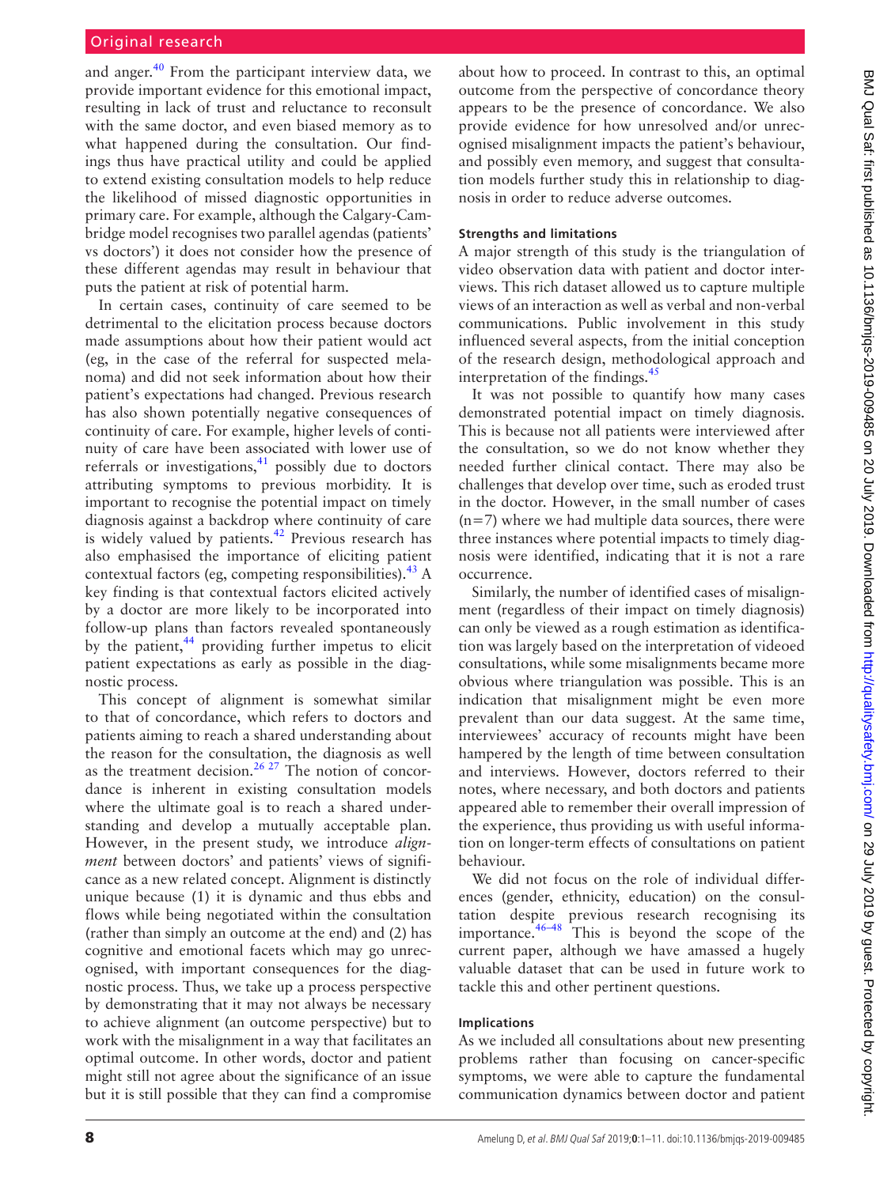and anger.[40] From the participant interview data, we provide important evidence for this emotional impact, resulting in lack of trust and reluctance to reconsult with the same doctor, and even biased memory as to what happened during the consultation. Our findings thus have practical utility and could be applied to extend existing consultation models to help reduce the likelihood of missed diagnostic opportunities in primary care. For example, although the Calgary-Cambridge model recognises two parallel agendas (patients' vs doctors') it does not consider how the presence of these different agendas may result in behaviour that puts the patient at risk of potential harm.

In certain cases, continuity of care seemed to be detrimental to the elicitation process because doctors made assumptions about how their patient would act (eg, in the case of the referral for suspected melanoma) and did not seek information about how their patient's expectations had changed. Previous research has also shown potentially negative consequences of continuity of care. For example, higher levels of continuity of care have been associated with lower use of referrals or investigations,[41] possibly due to doctors attributing symptoms to previous morbidity. It is important to recognise the potential impact on timely diagnosis against a backdrop where continuity of care is widely valued by patients.[42] Previous research has also emphasised the importance of eliciting patient contextual factors (eg, competing responsibilities).[43] A key finding is that contextual factors elicited actively by a doctor are more likely to be incorporated into follow-up plans than factors revealed spontaneously by the patient,[44] providing further impetus to elicit patient expectations as early as possible in the diagnostic process.

This concept of alignment is somewhat similar to that of concordance, which refers to doctors and patients aiming to reach a shared understanding about the reason for the consultation, the diagnosis as well as the treatment decision.[26 27] The notion of concordance is inherent in existing consultation models where the ultimate goal is to reach a shared understanding and develop a mutually acceptable plan. However, in the present study, we introduce *alignment* between doctors' and patients' views of significance as a new related concept. Alignment is distinctly unique because (1) it is dynamic and thus ebbs and flows while being negotiated within the consultation (rather than simply an outcome at the end) and (2) has cognitive and emotional facets which may go unrecognised, with important consequences for the diagnostic process. Thus, we take up a process perspective by demonstrating that it may not always be necessary to achieve alignment (an outcome perspective) but to work with the misalignment in a way that facilitates an optimal outcome. In other words, doctor and patient might still not agree about the significance of an issue but it is still possible that they can find a compromise about how to proceed. In contrast to this, an optimal outcome from the perspective of concordance theory appears to be the presence of concordance. We also provide evidence for how unresolved and/or unrecognised misalignment impacts the patient's behaviour, and possibly even memory, and suggest that consultation models further study this in relationship to diagnosis in order to reduce adverse outcomes.

### Strengths and limitations

A major strength of this study is the triangulation of video observation data with patient and doctor interviews. This rich dataset allowed us to capture multiple views of an interaction as well as verbal and non-verbal communications. Public involvement in this study influenced several aspects, from the initial conception of the research design, methodological approach and interpretation of the findings.[45]

It was not possible to quantify how many cases demonstrated potential impact on timely diagnosis. This is because not all patients were interviewed after the consultation, so we do not know whether they needed further clinical contact. There may also be challenges that develop over time, such as eroded trust in the doctor. However, in the small number of cases (n=7) where we had multiple data sources, there were three instances where potential impacts to timely diagnosis were identified, indicating that it is not a rare occurrence.

Similarly, the number of identified cases of misalignment (regardless of their impact on timely diagnosis) can only be viewed as a rough estimation as identification was largely based on the interpretation of videoed consultations, while some misalignments became more obvious where triangulation was possible. This is an indication that misalignment might be even more prevalent than our data suggest. At the same time, interviewees' accuracy of recounts might have been hampered by the length of time between consultation and interviews. However, doctors referred to their notes, where necessary, and both doctors and patients appeared able to remember their overall impression of the experience, thus providing us with useful information on longer-term effects of consultations on patient behaviour.

We did not focus on the role of individual differences (gender, ethnicity, education) on the consultation despite previous research recognising its importance.[46–48] This is beyond the scope of the current paper, although we have amassed a hugely valuable dataset that can be used in future work to tackle this and other pertinent questions.

### Implications

As we included all consultations about new presenting problems rather than focusing on cancer-specific symptoms, we were able to capture the fundamental communication dynamics between doctor and patient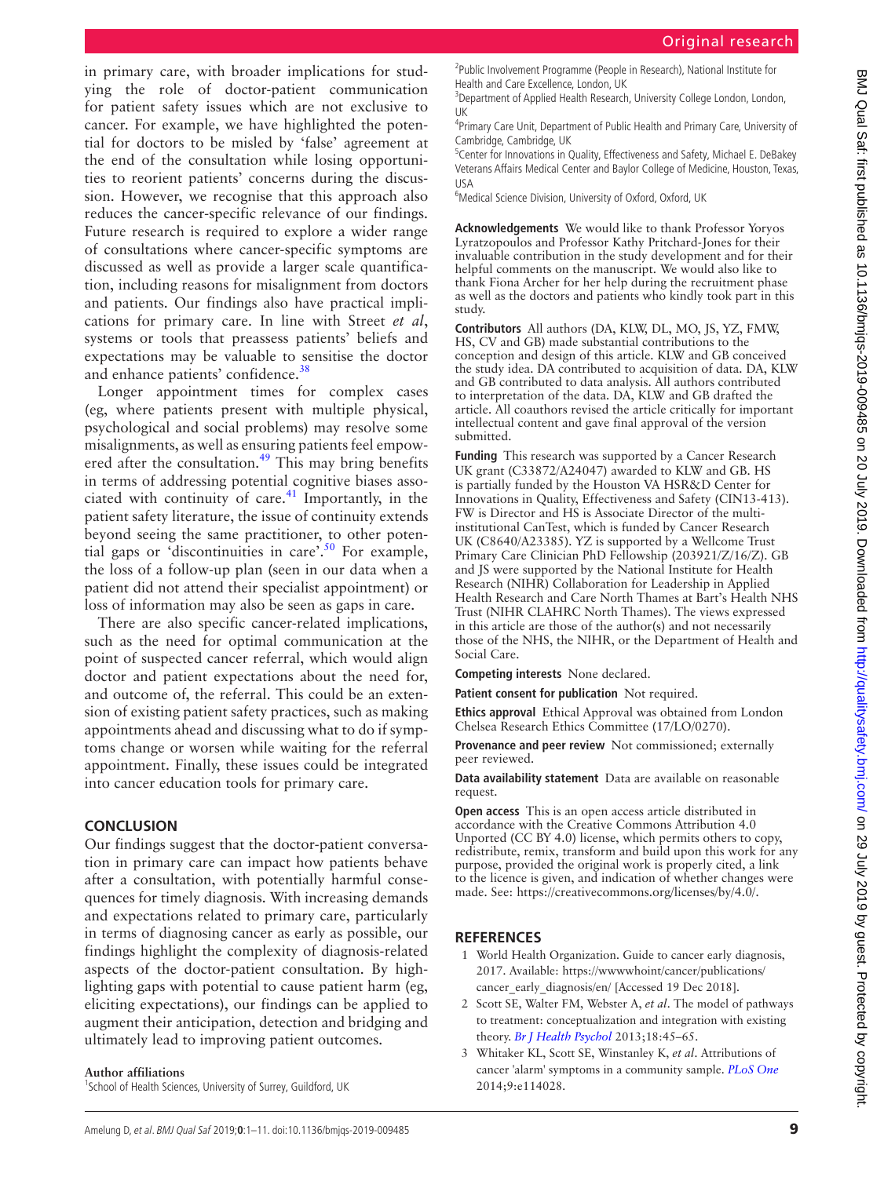in primary care, with broader implications for studying the role of doctor-patient communication for patient safety issues which are not exclusive to cancer. For example, we have highlighted the potential for doctors to be misled by 'false' agreement at the end of the consultation while losing opportunities to reorient patients' concerns during the discussion. However, we recognise that this approach also reduces the cancer-specific relevance of our findings. Future research is required to explore a wider range of consultations where cancer-specific symptoms are discussed as well as provide a larger scale quantification, including reasons for misalignment from doctors and patients. Our findings also have practical implications for primary care. In line with Street *et al*, systems or tools that preassess patients' beliefs and expectations may be valuable to sensitise the doctor and enhance patients' confidence.[38]

Longer appointment times for complex cases (eg, where patients present with multiple physical, psychological and social problems) may resolve some misalignments, as well as ensuring patients feel empowered after the consultation.[49] This may bring benefits in terms of addressing potential cognitive biases associated with continuity of care.[41] Importantly, in the patient safety literature, the issue of continuity extends beyond seeing the same practitioner, to other potential gaps or 'discontinuities in care'.[50] For example, the loss of a follow-up plan (seen in our data when a patient did not attend their specialist appointment) or loss of information may also be seen as gaps in care.

There are also specific cancer-related implications, such as the need for optimal communication at the point of suspected cancer referral, which would align doctor and patient expectations about the need for, and outcome of, the referral. This could be an extension of existing patient safety practices, such as making appointments ahead and discussing what to do if symptoms change or worsen while waiting for the referral appointment. Finally, these issues could be integrated into cancer education tools for primary care.

## CONCLUSION

Our findings suggest that the doctor-patient conversation in primary care can impact how patients behave after a consultation, with potentially harmful consequences for timely diagnosis. With increasing demands and expectations related to primary care, particularly in terms of diagnosing cancer as early as possible, our findings highlight the complexity of diagnosis-related aspects of the doctor-patient consultation. By highlighting gaps with potential to cause patient harm (eg, eliciting expectations), our findings can be applied to augment their anticipation, detection and bridging and ultimately lead to improving patient outcomes.

**Author affiliations**

[1]School of Health Sciences, University of Surrey, Guildford, UK
[2]Public Involvement Programme (People in Research), National Institute for Health and Care Excellence, London, UK
[3]Department of Applied Health Research, University College London, London, UK
[4]Primary Care Unit, Department of Public Health and Primary Care, University of Cambridge, Cambridge, UK
[5]Center for Innovations in Quality, Effectiveness and Safety, Michael E. DeBakey Veterans Affairs Medical Center and Baylor College of Medicine, Houston, Texas, USA
[6]Medical Science Division, University of Oxford, Oxford, UK

**Acknowledgements** We would like to thank Professor Yoryos Lyratzopoulos and Professor Kathy Pritchard-Jones for their invaluable contribution in the study development and for their helpful comments on the manuscript. We would also like to thank Fiona Archer for her help during the recruitment phase as well as the doctors and patients who kindly took part in this study.

**Contributors** All authors (DA, KLW, DL, MO, JS, YZ, FMW, HS, CV and GB) made substantial contributions to the conception and design of this article. KLW and GB conceived the study idea. DA contributed to acquisition of data. DA, KLW and GB contributed to data analysis. All authors contributed to interpretation of the data. DA, KLW and GB drafted the article. All coauthors revised the article critically for important intellectual content and gave final approval of the version submitted.

**Funding** This research was supported by a Cancer Research UK grant (C33872/A24047) awarded to KLW and GB. HS is partially funded by the Houston VA HSR&D Center for Innovations in Quality, Effectiveness and Safety (CIN13-413). FW is Director and HS is Associate Director of the multi-institutional CanTest, which is funded by Cancer Research UK (C8640/A23385). YZ is supported by a Wellcome Trust Primary Care Clinician PhD Fellowship (203921/Z/16/Z). GB and JS were supported by the National Institute for Health Research (NIHR) Collaboration for Leadership in Applied Health Research and Care North Thames at Bart's Health NHS Trust (NIHR CLAHRC North Thames). The views expressed in this article are those of the author(s) and not necessarily those of the NHS, the NIHR, or the Department of Health and Social Care.

**Competing interests** None declared.

**Patient consent for publication** Not required.

**Ethics approval** Ethical Approval was obtained from London Chelsea Research Ethics Committee (17/LO/0270).

**Provenance and peer review** Not commissioned; externally peer reviewed.

**Data availability statement** Data are available on reasonable request.

**Open access** This is an open access article distributed in accordance with the Creative Commons Attribution 4.0 Unported (CC BY 4.0) license, which permits others to copy, redistribute, remix, transform and build upon this work for any purpose, provided the original work is properly cited, a link to the licence is given, and indication of whether changes were made. See: https://creativecommons.org/licenses/by/4.0/.

## REFERENCES

1. World Health Organization. Guide to cancer early diagnosis, 2017. Available: https://wwwwhoint/cancer/publications/cancer_early_diagnosis/en/ [Accessed 19 Dec 2018].
2. Scott SE, Walter FM, Webster A, *et al*. The model of pathways to treatment: conceptualization and integration with existing theory. *Br J Health Psychol* 2013;18:45–65.
3. Whitaker KL, Scott SE, Winstanley K, *et al*. Attributions of cancer 'alarm' symptoms in a community sample. *PLoS One* 2014;9:e114028.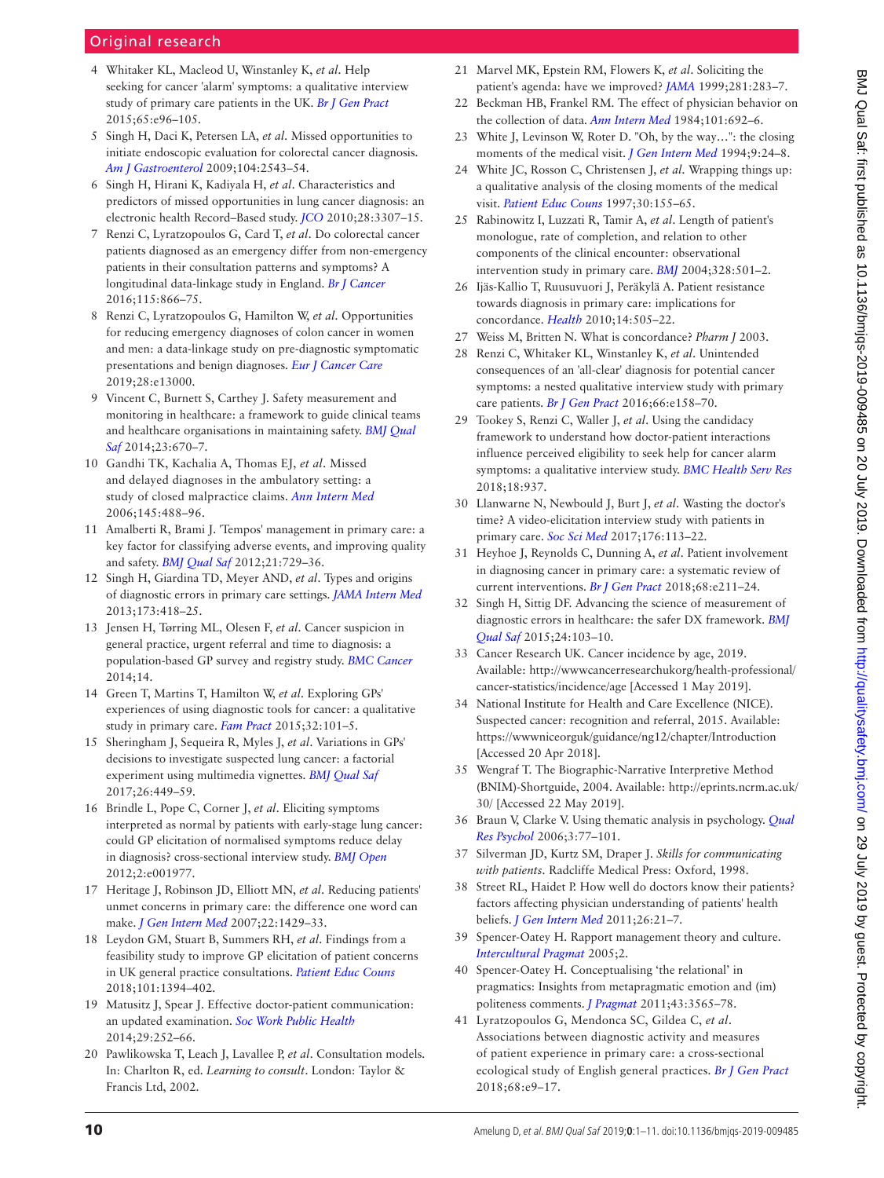4. Whitaker KL, Macleod U, Winstanley K, *et al*. Help seeking for cancer 'alarm' symptoms: a qualitative interview study of primary care patients in the UK. *Br J Gen Pract* 2015;65:e96–105.
5. Singh H, Daci K, Petersen LA, *et al*. Missed opportunities to initiate endoscopic evaluation for colorectal cancer diagnosis. *Am J Gastroenterol* 2009;104:2543–54.
6. Singh H, Hirani K, Kadiyala H, *et al*. Characteristics and predictors of missed opportunities in lung cancer diagnosis: an electronic health Record–Based study. *JCO* 2010;28:3307–15.
7. Renzi C, Lyratzopoulos G, Card T, *et al*. Do colorectal cancer patients diagnosed as an emergency differ from non-emergency patients in their consultation patterns and symptoms? A longitudinal data-linkage study in England. *Br J Cancer* 2016;115:866–75.
8. Renzi C, Lyratzopoulos G, Hamilton W, *et al*. Opportunities for reducing emergency diagnoses of colon cancer in women and men: a data-linkage study on pre-diagnostic symptomatic presentations and benign diagnoses. *Eur J Cancer Care* 2019;28:e13000.
9. Vincent C, Burnett S, Carthey J. Safety measurement and monitoring in healthcare: a framework to guide clinical teams and healthcare organisations in maintaining safety. *BMJ Qual Saf* 2014;23:670–7.
10. Gandhi TK, Kachalia A, Thomas EJ, *et al*. Missed and delayed diagnoses in the ambulatory setting: a study of closed malpractice claims. *Ann Intern Med* 2006;145:488–96.
11. Amalberti R, Brami J. 'Tempos' management in primary care: a key factor for classifying adverse events, and improving quality and safety. *BMJ Qual Saf* 2012;21:729–36.
12. Singh H, Giardina TD, Meyer AND, *et al*. Types and origins of diagnostic errors in primary care settings. *JAMA Intern Med* 2013;173:418–25.
13. Jensen H, Tørring ML, Olesen F, *et al*. Cancer suspicion in general practice, urgent referral and time to diagnosis: a population-based GP survey and registry study. *BMC Cancer* 2014;14.
14. Green T, Martins T, Hamilton W, *et al*. Exploring GPs' experiences of using diagnostic tools for cancer: a qualitative study in primary care. *Fam Pract* 2015;32:101–5.
15. Sheringham J, Sequeira R, Myles J, *et al*. Variations in GPs' decisions to investigate suspected lung cancer: a factorial experiment using multimedia vignettes. *BMJ Qual Saf* 2017;26:449–59.
16. Brindle L, Pope C, Corner J, *et al*. Eliciting symptoms interpreted as normal by patients with early-stage lung cancer: could GP elicitation of normalised symptoms reduce delay in diagnosis? cross-sectional interview study. *BMJ Open* 2012;2:e001977.
17. Heritage J, Robinson JD, Elliott MN, *et al*. Reducing patients' unmet concerns in primary care: the difference one word can make. *J Gen Intern Med* 2007;22:1429–33.
18. Leydon GM, Stuart B, Summers RH, *et al*. Findings from a feasibility study to improve GP elicitation of patient concerns in UK general practice consultations. *Patient Educ Couns* 2018;101:1394–402.
19. Matusitz J, Spear J. Effective doctor-patient communication: an updated examination. *Soc Work Public Health* 2014;29:252–66.
20. Pawlikowska T, Leach J, Lavallee P, *et al*. Consultation models. In: Charlton R, ed. *Learning to consult*. London: Taylor & Francis Ltd, 2002.
21. Marvel MK, Epstein RM, Flowers K, *et al*. Soliciting the patient's agenda: have we improved? *JAMA* 1999;281:283–7.
22. Beckman HB, Frankel RM. The effect of physician behavior on the collection of data. *Ann Intern Med* 1984;101:692–6.
23. White J, Levinson W, Roter D. "Oh, by the way…": the closing moments of the medical visit. *J Gen Intern Med* 1994;9:24–8.
24. White JC, Rosson C, Christensen J, *et al*. Wrapping things up: a qualitative analysis of the closing moments of the medical visit. *Patient Educ Couns* 1997;30:155–65.
25. Rabinowitz I, Luzzati R, Tamir A, *et al*. Length of patient's monologue, rate of completion, and relation to other components of the clinical encounter: observational intervention study in primary care. *BMJ* 2004;328:501–2.
26. Ijäs-Kallio T, Ruusuvuori J, Peräkylä A. Patient resistance towards diagnosis in primary care: implications for concordance. *Health* 2010;14:505–22.
27. Weiss M, Britten N. What is concordance? *Pharm J* 2003.
28. Renzi C, Whitaker KL, Winstanley K, *et al*. Unintended consequences of an 'all-clear' diagnosis for potential cancer symptoms: a nested qualitative interview study with primary care patients. *Br J Gen Pract* 2016;66:e158–70.
29. Tookey S, Renzi C, Waller J, *et al*. Using the candidacy framework to understand how doctor-patient interactions influence perceived eligibility to seek help for cancer alarm symptoms: a qualitative interview study. *BMC Health Serv Res* 2018;18:937.
30. Llanwarne N, Newbould J, Burt J, *et al*. Wasting the doctor's time? A video-elicitation interview study with patients in primary care. *Soc Sci Med* 2017;176:113–22.
31. Heyhoe J, Reynolds C, Dunning A, *et al*. Patient involvement in diagnosing cancer in primary care: a systematic review of current interventions. *Br J Gen Pract* 2018;68:e211–24.
32. Singh H, Sittig DF. Advancing the science of measurement of diagnostic errors in healthcare: the safer DX framework. *BMJ Qual Saf* 2015;24:103–10.
33. Cancer Research UK. Cancer incidence by age, 2019. Available: http://wwwcancerresearchukorg/health-professional/cancer-statistics/incidence/age [Accessed 1 May 2019].
34. National Institute for Health and Care Excellence (NICE). Suspected cancer: recognition and referral, 2015. Available: https://wwwniceorguk/guidance/ng12/chapter/Introduction [Accessed 20 Apr 2018].
35. Wengraf T. The Biographic-Narrative Interpretive Method (BNIM)-Shortguide, 2004. Available: http://eprints.ncrm.ac.uk/30/ [Accessed 22 May 2019].
36. Braun V, Clarke V. Using thematic analysis in psychology. *Qual Res Psychol* 2006;3:77–101.
37. Silverman JD, Kurtz SM, Draper J. *Skills for communicating with patients*. Radcliffe Medical Press: Oxford, 1998.
38. Street RL, Haidet P. How well do doctors know their patients? factors affecting physician understanding of patients' health beliefs. *J Gen Intern Med* 2011;26:21–7.
39. Spencer-Oatey H. Rapport management theory and culture. *Intercultural Pragmat* 2005;2.
40. Spencer-Oatey H. Conceptualising 'the relational' in pragmatics: Insights from metapragmatic emotion and (im) politeness comments. *J Pragmat* 2011;43:3565–78.
41. Lyratzopoulos G, Mendonca SC, Gildea C, *et al*. Associations between diagnostic activity and measures of patient experience in primary care: a cross-sectional ecological study of English general practices. *Br J Gen Pract* 2018;68:e9–17.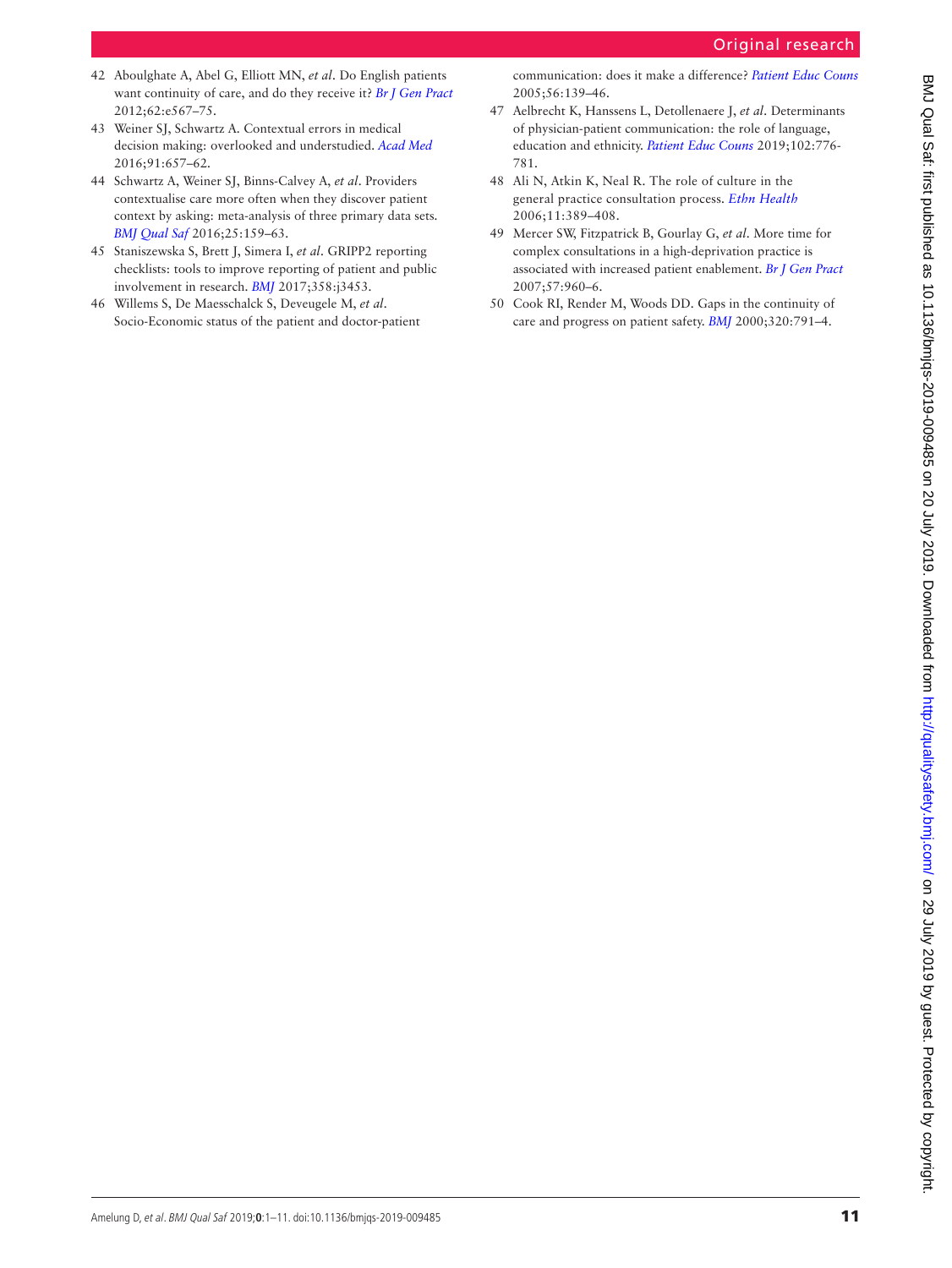42 Aboulghate A, Abel G, Elliott MN, *et al*. Do English patients want continuity of care, and do they receive it? *Br J Gen Pract* 2012;62:e567–75.

43 Weiner SJ, Schwartz A. Contextual errors in medical decision making: overlooked and understudied. *Acad Med* 2016;91:657–62.

44 Schwartz A, Weiner SJ, Binns-Calvey A, *et al*. Providers contextualise care more often when they discover patient context by asking: meta-analysis of three primary data sets. *BMJ Qual Saf* 2016;25:159–63.

45 Staniszewska S, Brett J, Simera I, *et al*. GRIPP2 reporting checklists: tools to improve reporting of patient and public involvement in research. *BMJ* 2017;358:j3453.

46 Willems S, De Maesschalck S, Deveugele M, *et al*. Socio-Economic status of the patient and doctor-patient communication: does it make a difference? *Patient Educ Couns* 2005;56:139–46.

47 Aelbrecht K, Hanssens L, Detollenaere J, *et al*. Determinants of physician-patient communication: the role of language, education and ethnicity. *Patient Educ Couns* 2019;102:776-781.

48 Ali N, Atkin K, Neal R. The role of culture in the general practice consultation process. *Ethn Health* 2006;11:389–408.

49 Mercer SW, Fitzpatrick B, Gourlay G, *et al*. More time for complex consultations in a high-deprivation practice is associated with increased patient enablement. *Br J Gen Pract* 2007;57:960–6.

50 Cook RI, Render M, Woods DD. Gaps in the continuity of care and progress on patient safety. *BMJ* 2000;320:791–4.